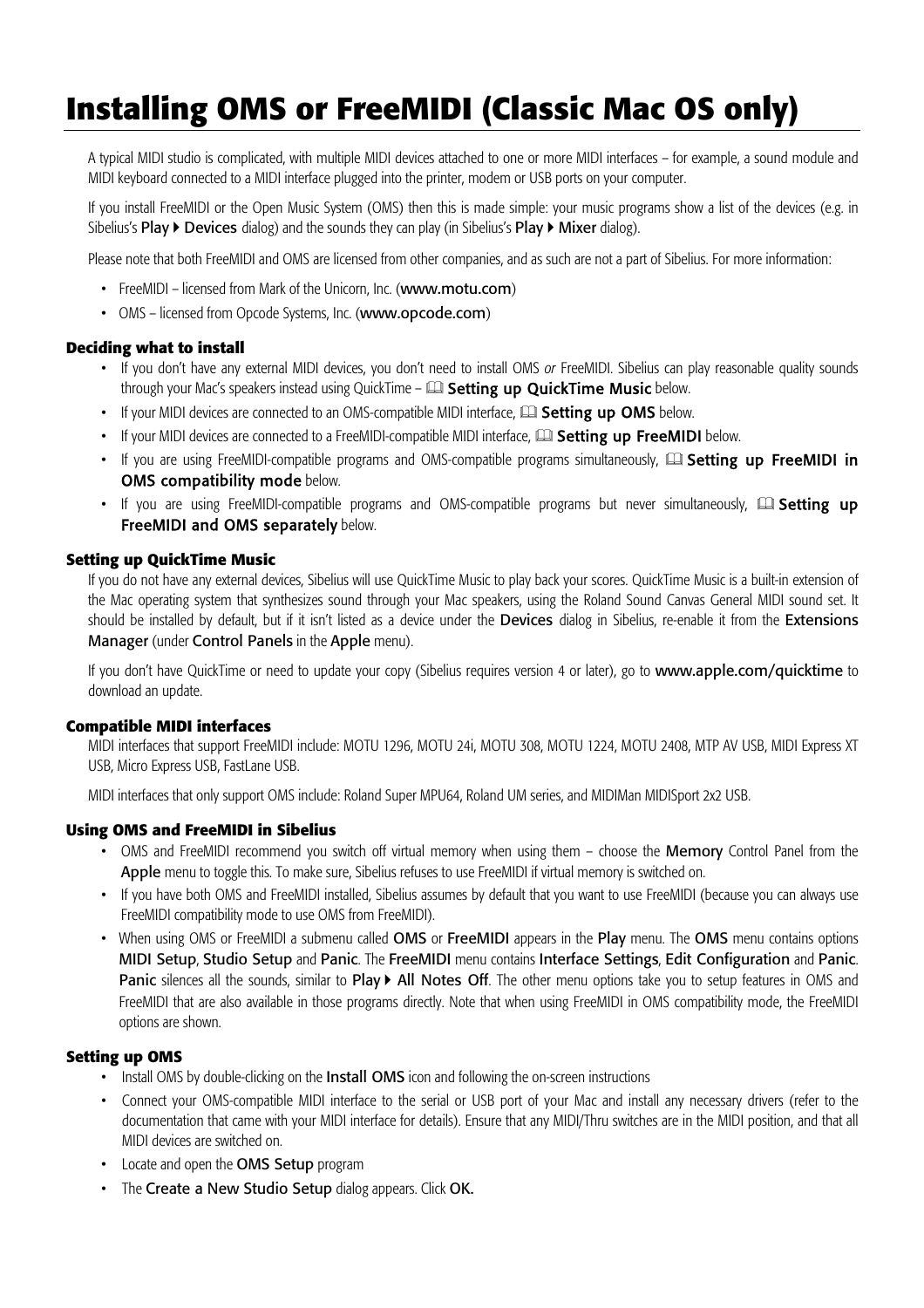# Installing OMS or FreeMIDI (Classic Mac OS only)

A typical MIDI studio is complicated, with multiple MIDI devices attached to one or more MIDI interfaces – for example, a sound module and MIDI keyboard connected to a MIDI interface plugged into the printer, modem or USB ports on your computer.

If you install FreeMIDI or the Open Music System (OMS) then this is made simple: your music programs show a list of the devices (e.g. in Sibelius's Play ▸ Devices dialog) and the sounds they can play (in Sibelius's Play ▸ Mixer dialog).

Please note that both FreeMIDI and OMS are licensed from other companies, and as such are not a part of Sibelius. For more information:

- FreeMIDI – licensed from Mark of the Unicorn, Inc. (www.motu.com)
- OMS – licensed from Opcode Systems, Inc. (www.opcode.com)

### Deciding what to install

- If you don't have any external MIDI devices, you don't need to install OMS *or* FreeMIDI. Sibelius can play reasonable quality sounds through your Mac's speakers instead using QuickTime – 📖 **Setting up QuickTime Music** below.
- If your MIDI devices are connected to an OMS-compatible MIDI interface, 📖 **Setting up OMS** below.
- If your MIDI devices are connected to a FreeMIDI-compatible MIDI interface, 📖 **Setting up FreeMIDI** below.
- If you are using FreeMIDI-compatible programs and OMS-compatible programs simultaneously, 📖 **Setting up FreeMIDI in OMS compatibility mode** below.
- If you are using FreeMIDI-compatible programs and OMS-compatible programs but never simultaneously, 📖 **Setting up FreeMIDI and OMS separately** below.

### Setting up QuickTime Music

If you do not have any external devices, Sibelius will use QuickTime Music to play back your scores. QuickTime Music is a built-in extension of the Mac operating system that synthesizes sound through your Mac speakers, using the Roland Sound Canvas General MIDI sound set. It should be installed by default, but if it isn't listed as a device under the Devices dialog in Sibelius, re-enable it from the Extensions Manager (under Control Panels in the Apple menu).

If you don't have QuickTime or need to update your copy (Sibelius requires version 4 or later), go to www.apple.com/quicktime to download an update.

### Compatible MIDI interfaces

MIDI interfaces that support FreeMIDI include: MOTU 1296, MOTU 24i, MOTU 308, MOTU 1224, MOTU 2408, MTP AV USB, MIDI Express XT USB, Micro Express USB, FastLane USB.

MIDI interfaces that only support OMS include: Roland Super MPU64, Roland UM series, and MIDIMan MIDISport 2x2 USB.

### Using OMS and FreeMIDI in Sibelius

- OMS and FreeMIDI recommend you switch off virtual memory when using them – choose the Memory Control Panel from the Apple menu to toggle this. To make sure, Sibelius refuses to use FreeMIDI if virtual memory is switched on.
- If you have both OMS and FreeMIDI installed, Sibelius assumes by default that you want to use FreeMIDI (because you can always use FreeMIDI compatibility mode to use OMS from FreeMIDI).
- When using OMS or FreeMIDI a submenu called OMS or FreeMIDI appears in the Play menu. The OMS menu contains options MIDI Setup, Studio Setup and Panic. The FreeMIDI menu contains Interface Settings, Edit Configuration and Panic. Panic silences all the sounds, similar to Play ▸ All Notes Off. The other menu options take you to setup features in OMS and FreeMIDI that are also available in those programs directly. Note that when using FreeMIDI in OMS compatibility mode, the FreeMIDI options are shown.

### Setting up OMS

- Install OMS by double-clicking on the Install OMS icon and following the on-screen instructions
- Connect your OMS-compatible MIDI interface to the serial or USB port of your Mac and install any necessary drivers (refer to the documentation that came with your MIDI interface for details). Ensure that any MIDI/Thru switches are in the MIDI position, and that all MIDI devices are switched on.
- Locate and open the OMS Setup program
- The Create a New Studio Setup dialog appears. Click OK.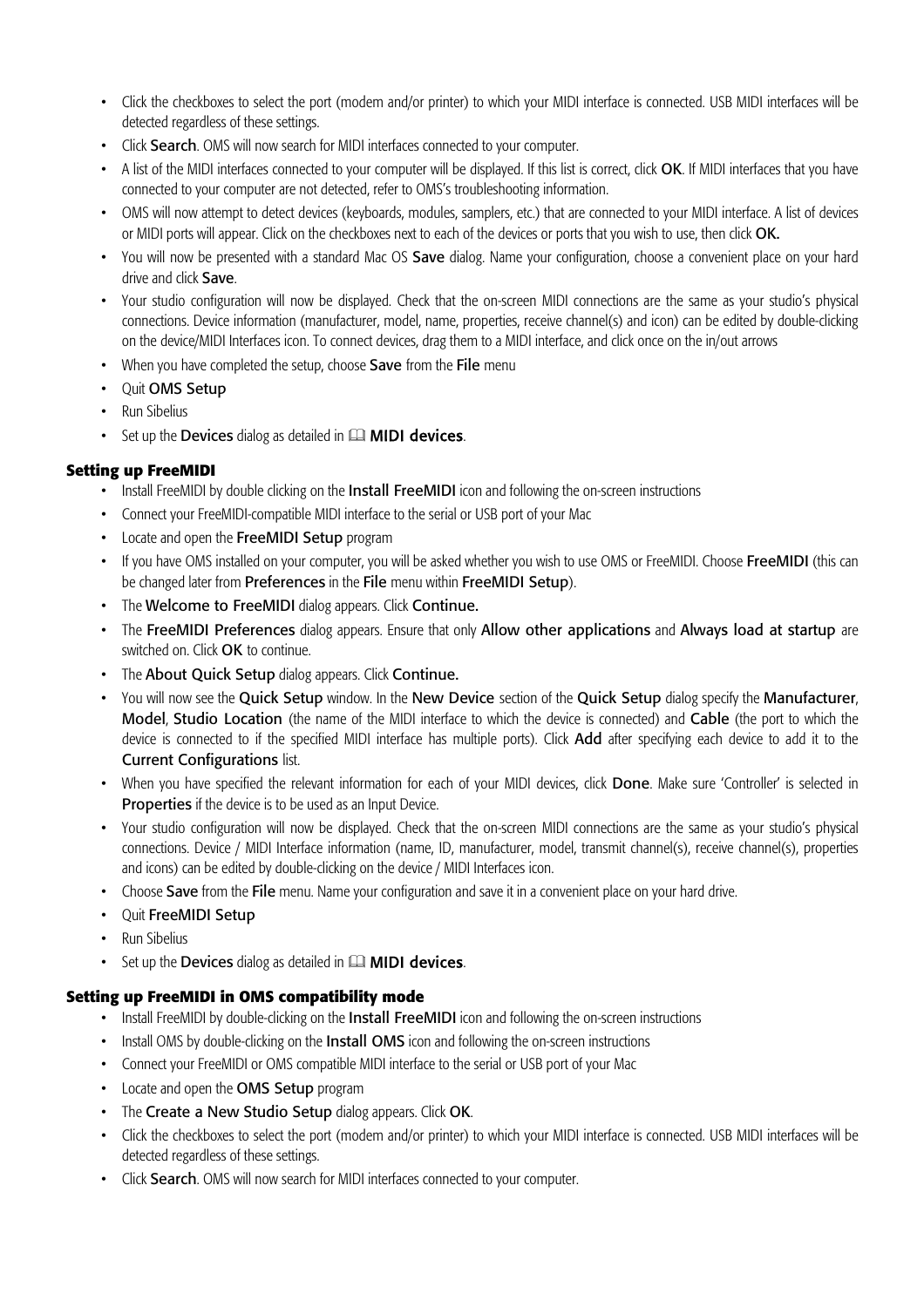- Click the checkboxes to select the port (modem and/or printer) to which your MIDI interface is connected. USB MIDI interfaces will be detected regardless of these settings.
- Click **Search**. OMS will now search for MIDI interfaces connected to your computer.
- A list of the MIDI interfaces connected to your computer will be displayed. If this list is correct, click **OK**. If MIDI interfaces that you have connected to your computer are not detected, refer to OMS's troubleshooting information.
- OMS will now attempt to detect devices (keyboards, modules, samplers, etc.) that are connected to your MIDI interface. A list of devices or MIDI ports will appear. Click on the checkboxes next to each of the devices or ports that you wish to use, then click **OK.**
- You will now be presented with a standard Mac OS **Save** dialog. Name your configuration, choose a convenient place on your hard drive and click **Save**.
- Your studio configuration will now be displayed. Check that the on-screen MIDI connections are the same as your studio's physical connections. Device information (manufacturer, model, name, properties, receive channel(s) and icon) can be edited by double-clicking on the device/MIDI Interfaces icon. To connect devices, drag them to a MIDI interface, and click once on the in/out arrows
- When you have completed the setup, choose **Save** from the **File** menu
- Quit **OMS Setup**
- Run Sibelius
- Set up the **Devices** dialog as detailed in 📖 **MIDI devices**.

### Setting up FreeMIDI

- Install FreeMIDI by double clicking on the **Install FreeMIDI** icon and following the on-screen instructions
- Connect your FreeMIDI-compatible MIDI interface to the serial or USB port of your Mac
- Locate and open the **FreeMIDI Setup** program
- If you have OMS installed on your computer, you will be asked whether you wish to use OMS or FreeMIDI. Choose **FreeMIDI** (this can be changed later from **Preferences** in the **File** menu within **FreeMIDI Setup**).
- The **Welcome to FreeMIDI** dialog appears. Click **Continue.**
- The **FreeMIDI Preferences** dialog appears. Ensure that only **Allow other applications** and **Always load at startup** are switched on. Click **OK** to continue.
- The **About Quick Setup** dialog appears. Click **Continue.**
- You will now see the **Quick Setup** window. In the **New Device** section of the **Quick Setup** dialog specify the **Manufacturer**, **Model**, **Studio Location** (the name of the MIDI interface to which the device is connected) and **Cable** (the port to which the device is connected to if the specified MIDI interface has multiple ports). Click **Add** after specifying each device to add it to the **Current Configurations** list.
- When you have specified the relevant information for each of your MIDI devices, click **Done**. Make sure 'Controller' is selected in **Properties** if the device is to be used as an Input Device.
- Your studio configuration will now be displayed. Check that the on-screen MIDI connections are the same as your studio's physical connections. Device / MIDI Interface information (name, ID, manufacturer, model, transmit channel(s), receive channel(s), properties and icons) can be edited by double-clicking on the device / MIDI Interfaces icon.
- Choose **Save** from the **File** menu. Name your configuration and save it in a convenient place on your hard drive.
- Quit **FreeMIDI Setup**
- Run Sibelius
- Set up the **Devices** dialog as detailed in 📖 **MIDI devices**.

### Setting up FreeMIDI in OMS compatibility mode

- Install FreeMIDI by double-clicking on the **Install FreeMIDI** icon and following the on-screen instructions
- Install OMS by double-clicking on the **Install OMS** icon and following the on-screen instructions
- Connect your FreeMIDI or OMS compatible MIDI interface to the serial or USB port of your Mac
- Locate and open the **OMS Setup** program
- The **Create a New Studio Setup** dialog appears. Click **OK**.
- Click the checkboxes to select the port (modem and/or printer) to which your MIDI interface is connected. USB MIDI interfaces will be detected regardless of these settings.
- Click **Search**. OMS will now search for MIDI interfaces connected to your computer.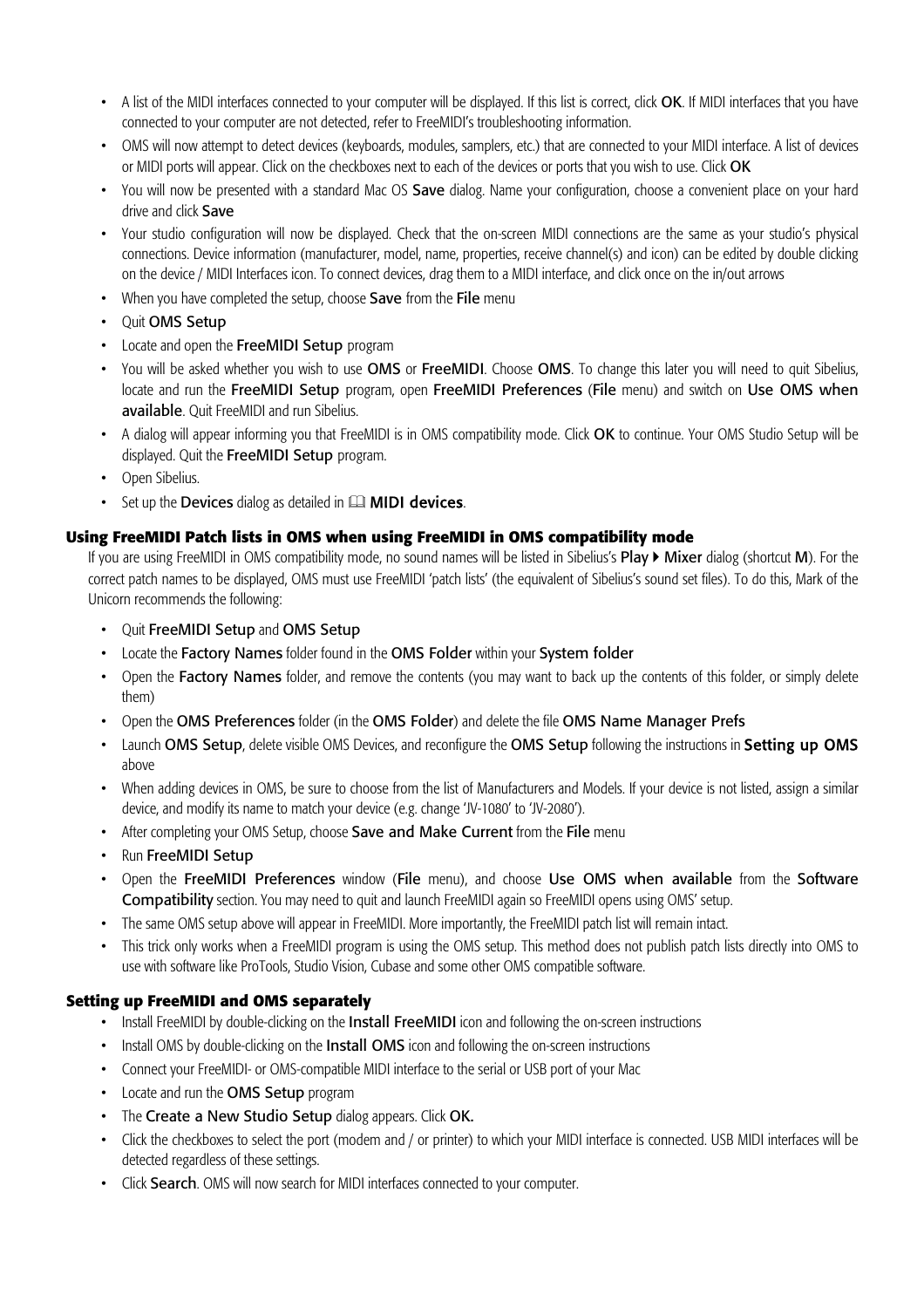- A list of the MIDI interfaces connected to your computer will be displayed. If this list is correct, click **OK**. If MIDI interfaces that you have connected to your computer are not detected, refer to FreeMIDI's troubleshooting information.
- OMS will now attempt to detect devices (keyboards, modules, samplers, etc.) that are connected to your MIDI interface. A list of devices or MIDI ports will appear. Click on the checkboxes next to each of the devices or ports that you wish to use. Click **OK**
- You will now be presented with a standard Mac OS **Save** dialog. Name your configuration, choose a convenient place on your hard drive and click **Save**
- Your studio configuration will now be displayed. Check that the on-screen MIDI connections are the same as your studio's physical connections. Device information (manufacturer, model, name, properties, receive channel(s) and icon) can be edited by double clicking on the device / MIDI Interfaces icon. To connect devices, drag them to a MIDI interface, and click once on the in/out arrows
- When you have completed the setup, choose **Save** from the **File** menu
- Quit **OMS Setup**
- Locate and open the **FreeMIDI Setup** program
- You will be asked whether you wish to use **OMS** or **FreeMIDI**. Choose **OMS**. To change this later you will need to quit Sibelius, locate and run the **FreeMIDI Setup** program, open **FreeMIDI Preferences** (**File** menu) and switch on **Use OMS when available**. Quit FreeMIDI and run Sibelius.
- A dialog will appear informing you that FreeMIDI is in OMS compatibility mode. Click **OK** to continue. Your OMS Studio Setup will be displayed. Quit the **FreeMIDI Setup** program.
- Open Sibelius.
- Set up the **Devices** dialog as detailed in 🕮 **MIDI devices**.

### Using FreeMIDI Patch lists in OMS when using FreeMIDI in OMS compatibility mode

If you are using FreeMIDI in OMS compatibility mode, no sound names will be listed in Sibelius's **Play ▸ Mixer** dialog (shortcut **M**). For the correct patch names to be displayed, OMS must use FreeMIDI 'patch lists' (the equivalent of Sibelius's sound set files). To do this, Mark of the Unicorn recommends the following:

- Quit **FreeMIDI Setup** and **OMS Setup**
- Locate the **Factory Names** folder found in the **OMS Folder** within your **System folder**
- Open the **Factory Names** folder, and remove the contents (you may want to back up the contents of this folder, or simply delete them)
- Open the **OMS Preferences** folder (in the **OMS Folder**) and delete the file **OMS Name Manager Prefs**
- Launch **OMS Setup**, delete visible OMS Devices, and reconfigure the **OMS Setup** following the instructions in **Setting up OMS** above
- When adding devices in OMS, be sure to choose from the list of Manufacturers and Models. If your device is not listed, assign a similar device, and modify its name to match your device (e.g. change 'JV-1080' to 'JV-2080').
- After completing your OMS Setup, choose **Save and Make Current** from the **File** menu
- Run **FreeMIDI Setup**
- Open the **FreeMIDI Preferences** window (**File** menu), and choose **Use OMS when available** from the **Software Compatibility** section. You may need to quit and launch FreeMIDI again so FreeMIDI opens using OMS' setup.
- The same OMS setup above will appear in FreeMIDI. More importantly, the FreeMIDI patch list will remain intact.
- This trick only works when a FreeMIDI program is using the OMS setup. This method does not publish patch lists directly into OMS to use with software like ProTools, Studio Vision, Cubase and some other OMS compatible software.

### Setting up FreeMIDI and OMS separately

- Install FreeMIDI by double-clicking on the **Install FreeMIDI** icon and following the on-screen instructions
- Install OMS by double-clicking on the **Install OMS** icon and following the on-screen instructions
- Connect your FreeMIDI- or OMS-compatible MIDI interface to the serial or USB port of your Mac
- Locate and run the **OMS Setup** program
- The **Create a New Studio Setup** dialog appears. Click **OK.**
- Click the checkboxes to select the port (modem and / or printer) to which your MIDI interface is connected. USB MIDI interfaces will be detected regardless of these settings.
- Click **Search**. OMS will now search for MIDI interfaces connected to your computer.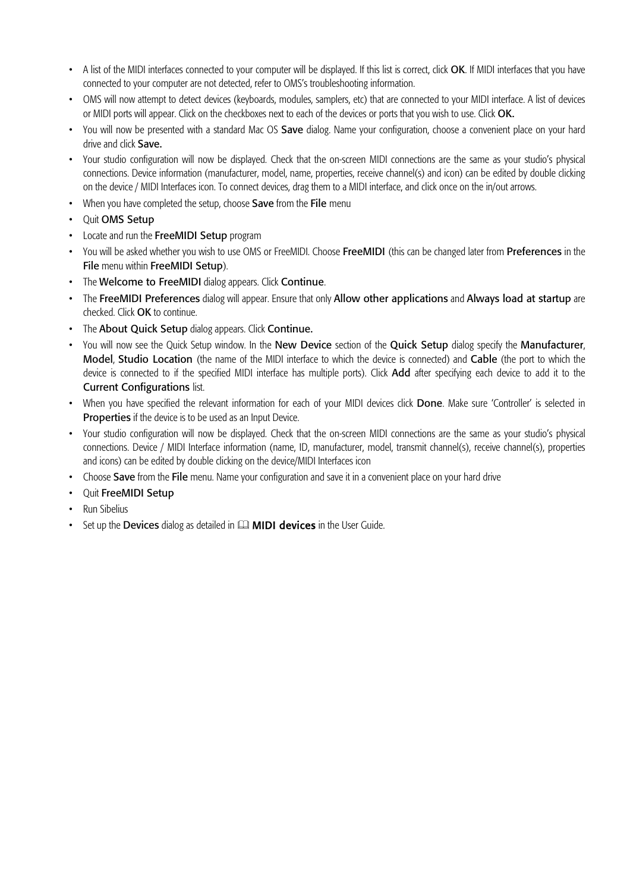- A list of the MIDI interfaces connected to your computer will be displayed. If this list is correct, click **OK**. If MIDI interfaces that you have connected to your computer are not detected, refer to OMS's troubleshooting information.
- OMS will now attempt to detect devices (keyboards, modules, samplers, etc) that are connected to your MIDI interface. A list of devices or MIDI ports will appear. Click on the checkboxes next to each of the devices or ports that you wish to use. Click **OK.**
- You will now be presented with a standard Mac OS **Save** dialog. Name your configuration, choose a convenient place on your hard drive and click **Save.**
- Your studio configuration will now be displayed. Check that the on-screen MIDI connections are the same as your studio's physical connections. Device information (manufacturer, model, name, properties, receive channel(s) and icon) can be edited by double clicking on the device / MIDI Interfaces icon. To connect devices, drag them to a MIDI interface, and click once on the in/out arrows.
- When you have completed the setup, choose **Save** from the **File** menu
- Quit **OMS Setup**
- Locate and run the **FreeMIDI Setup** program
- You will be asked whether you wish to use OMS or FreeMIDI. Choose **FreeMIDI** (this can be changed later from **Preferences** in the **File** menu within **FreeMIDI Setup**).
- The **Welcome to FreeMIDI** dialog appears. Click **Continue**.
- The **FreeMIDI Preferences** dialog will appear. Ensure that only **Allow other applications** and **Always load at startup** are checked. Click **OK** to continue.
- The **About Quick Setup** dialog appears. Click **Continue.**
- You will now see the Quick Setup window. In the **New Device** section of the **Quick Setup** dialog specify the **Manufacturer**, **Model**, **Studio Location** (the name of the MIDI interface to which the device is connected) and **Cable** (the port to which the device is connected to if the specified MIDI interface has multiple ports). Click **Add** after specifying each device to add it to the **Current Configurations** list.
- When you have specified the relevant information for each of your MIDI devices click **Done**. Make sure 'Controller' is selected in **Properties** if the device is to be used as an Input Device.
- Your studio configuration will now be displayed. Check that the on-screen MIDI connections are the same as your studio's physical connections. Device / MIDI Interface information (name, ID, manufacturer, model, transmit channel(s), receive channel(s), properties and icons) can be edited by double clicking on the device/MIDI Interfaces icon
- Choose **Save** from the **File** menu. Name your configuration and save it in a convenient place on your hard drive
- Quit **FreeMIDI Setup**
- Run Sibelius
- Set up the **Devices** dialog as detailed in 📖 **MIDI devices** in the User Guide.